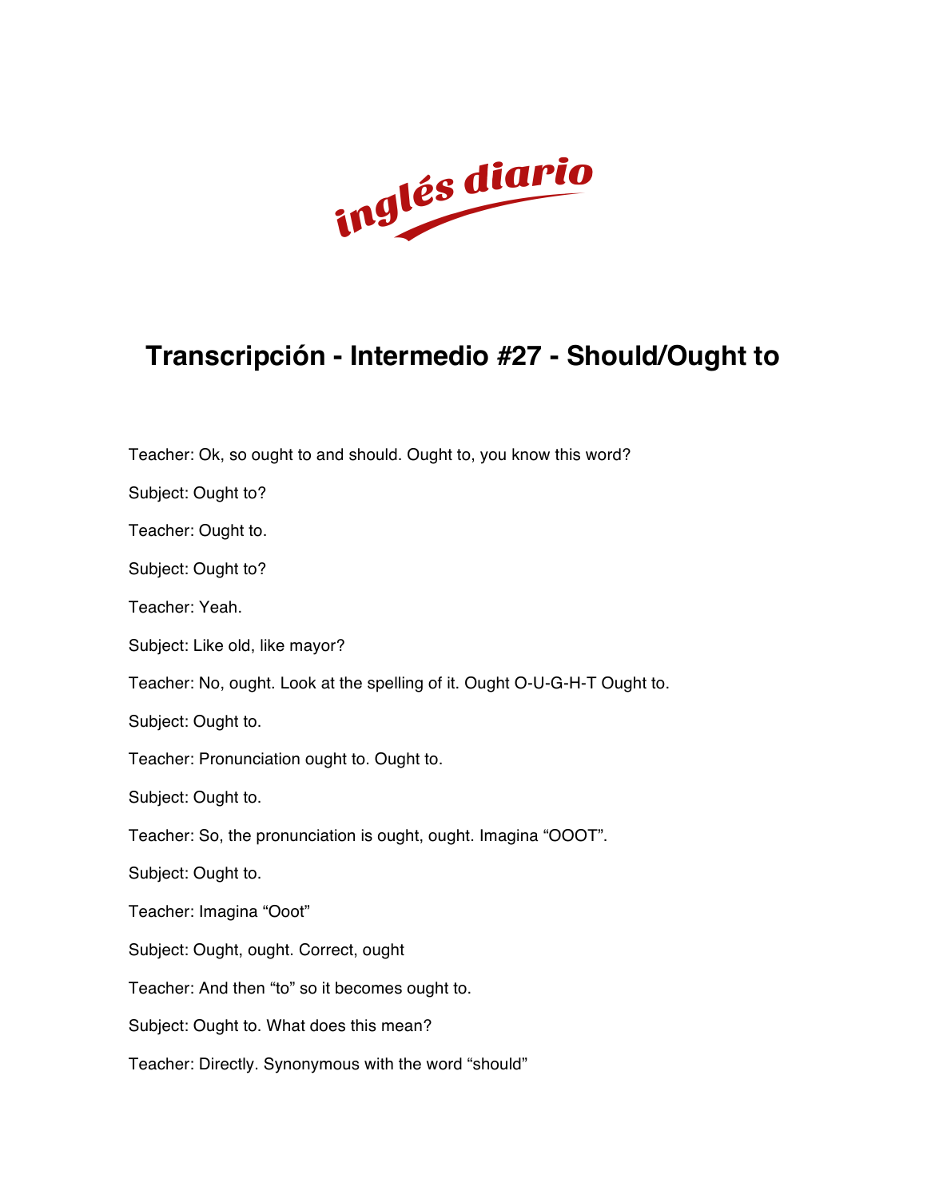inglés diario

# Transcripción - Intermedio #27 - Should/Ought to

Teacher: Ok, so ought to and should. Ought to, you know this word?

Subject: Ought to?

Teacher: Ought to.

Subject: Ought to?

Teacher: Yeah.

Subject: Like old, like mayor?

Teacher: No, ought. Look at the spelling of it. Ought O-U-G-H-T Ought to.

Subject: Ought to.

Teacher: Pronunciation ought to. Ought to.

Subject: Ought to.

Teacher: So, the pronunciation is ought, ought. Imagina "OOOT".

Subject: Ought to.

Teacher: Imagina "Ooot"

Subject: Ought, ought. Correct, ought

Teacher: And then "to" so it becomes ought to.

Subject: Ought to. What does this mean?

Teacher: Directly. Synonymous with the word "should"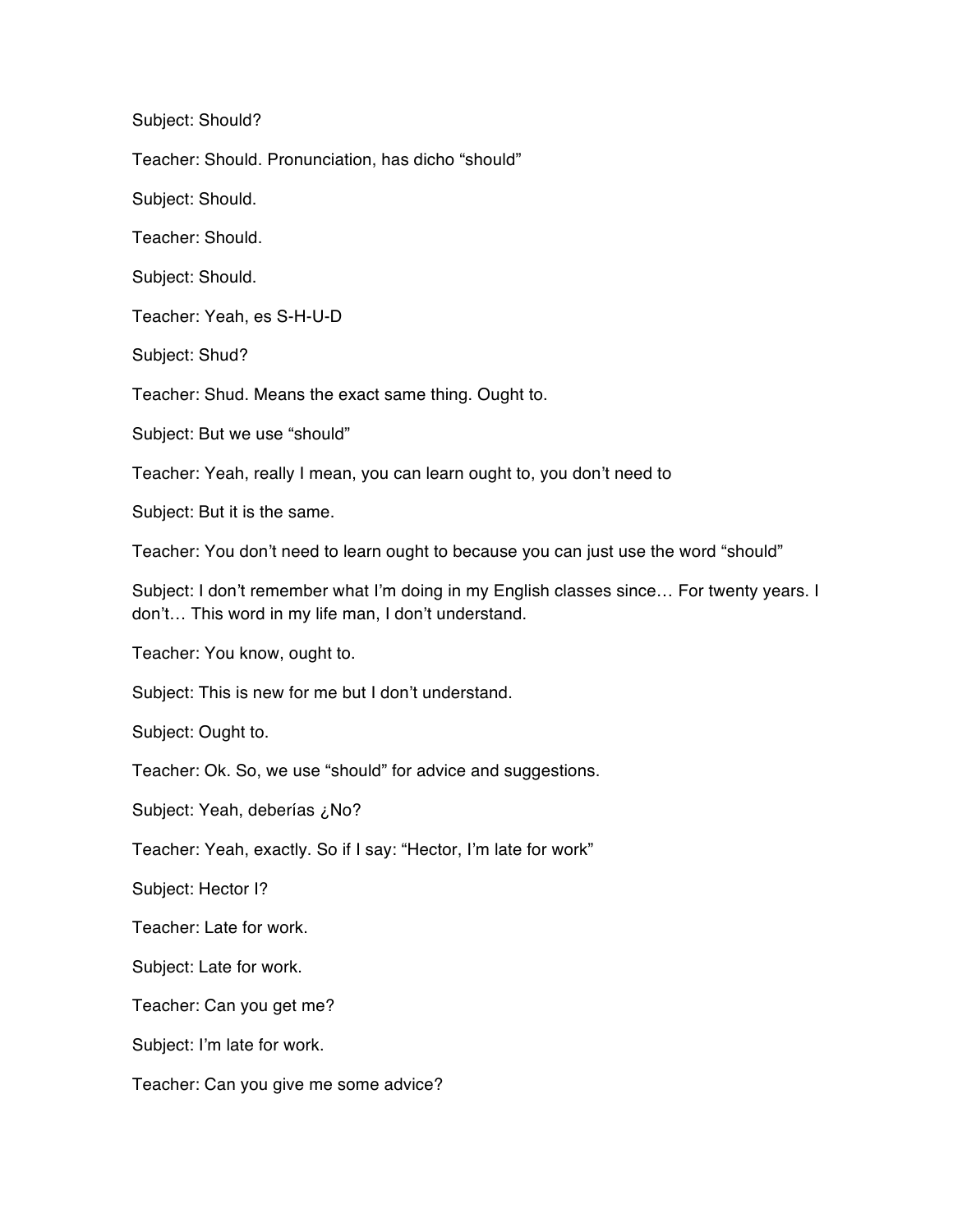Subject: Should?

Teacher: Should. Pronunciation, has dicho "should"

Subject: Should.

Teacher: Should.

Subject: Should.

Teacher: Yeah, es S-H-U-D

Subject: Shud?

Teacher: Shud. Means the exact same thing. Ought to.

Subject: But we use "should"

Teacher: Yeah, really I mean, you can learn ought to, you don't need to

Subject: But it is the same.

Teacher: You don't need to learn ought to because you can just use the word "should"

Subject: I don't remember what I'm doing in my English classes since… For twenty years. I don't… This word in my life man, I don't understand.

Teacher: You know, ought to.

Subject: This is new for me but I don't understand.

Subject: Ought to.

Teacher: Ok. So, we use "should" for advice and suggestions.

Subject: Yeah, deberías ¿No?

Teacher: Yeah, exactly. So if I say: "Hector, I'm late for work"

Subject: Hector I?

Teacher: Late for work.

Subject: Late for work.

Teacher: Can you get me?

Subject: I'm late for work.

Teacher: Can you give me some advice?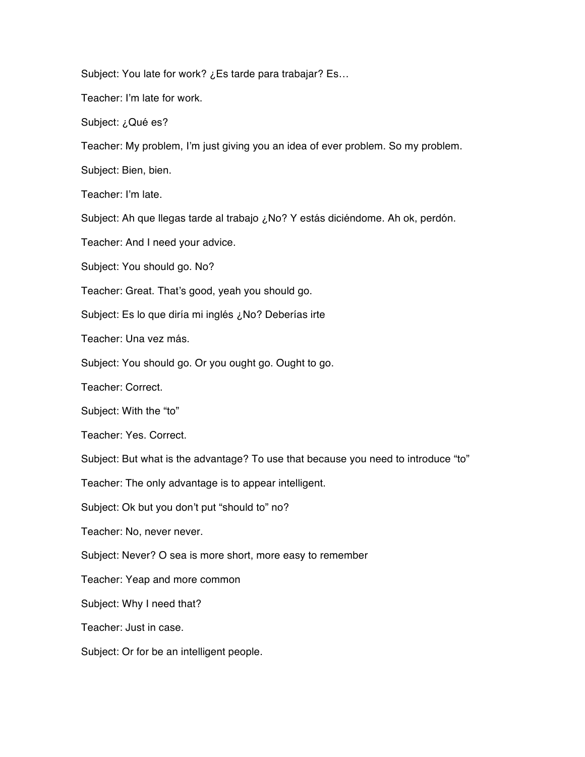Subject: You late for work? ¿Es tarde para trabajar? Es…

Teacher: I'm late for work.

Subject: ¿Qué es?

Teacher: My problem, I'm just giving you an idea of ever problem. So my problem.

Subject: Bien, bien.

Teacher: I'm late.

Subject: Ah que llegas tarde al trabajo ¿No? Y estás diciéndome. Ah ok, perdón.

Teacher: And I need your advice.

Subject: You should go. No?

Teacher: Great. That's good, yeah you should go.

Subject: Es lo que diría mi inglés ¿No? Deberías irte

Teacher: Una vez más.

Subject: You should go. Or you ought go. Ought to go.

Teacher: Correct.

Subject: With the "to"

Teacher: Yes. Correct.

Subject: But what is the advantage? To use that because you need to introduce "to"

Teacher: The only advantage is to appear intelligent.

Subject: Ok but you don't put "should to" no?

Teacher: No, never never.

Subject: Never? O sea is more short, more easy to remember

Teacher: Yeap and more common

Subject: Why I need that?

Teacher: Just in case.

Subject: Or for be an intelligent people.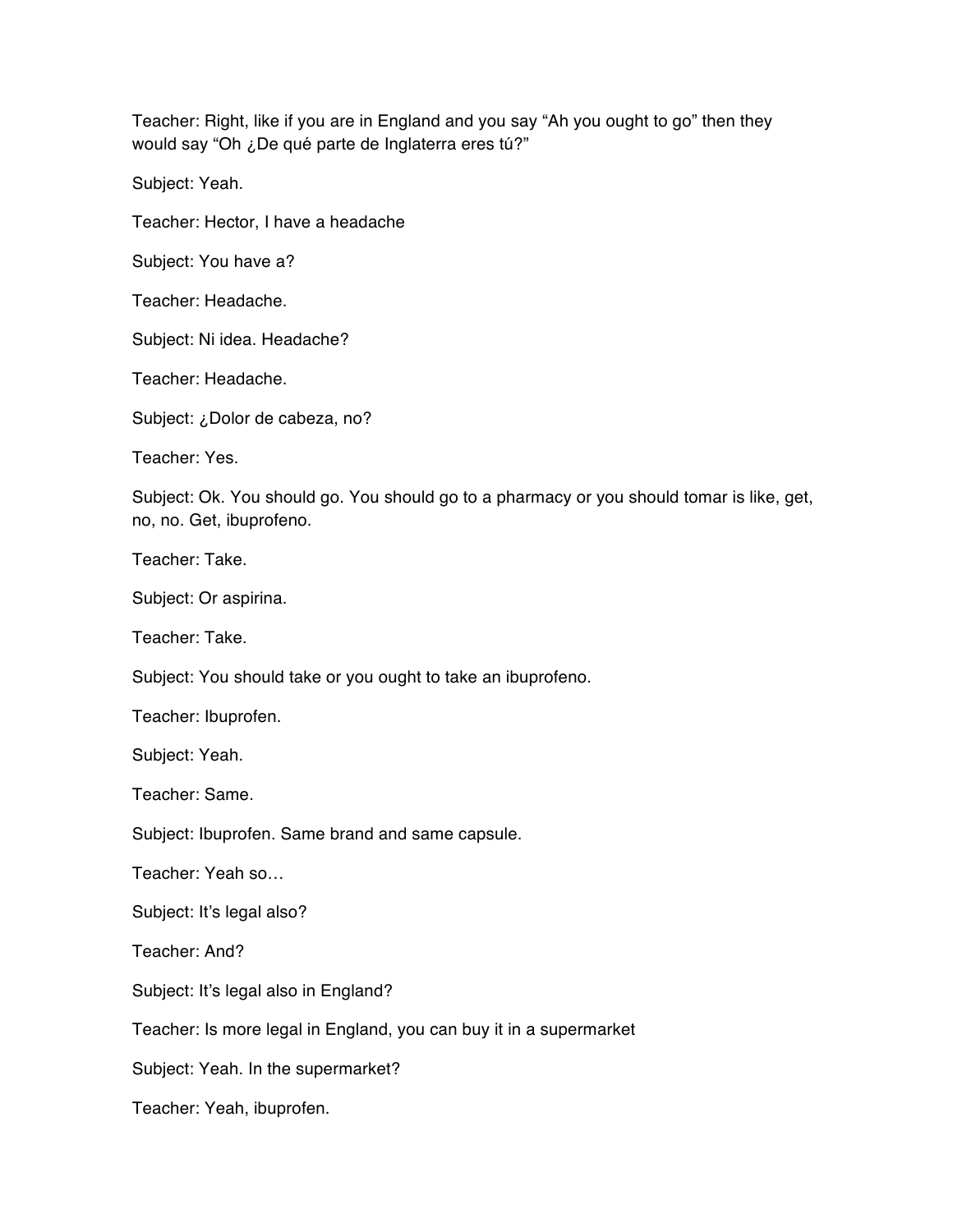Teacher: Right, like if you are in England and you say “Ah you ought to go” then they would say “Oh ¿De qué parte de Inglaterra eres tú?”

Subject: Yeah.

Teacher: Hector, I have a headache

Subject: You have a?

Teacher: Headache.

Subject: Ni idea. Headache?

Teacher: Headache.

Subject: ¿Dolor de cabeza, no?

Teacher: Yes.

Subject: Ok. You should go. You should go to a pharmacy or you should tomar is like, get, no, no. Get, ibuprofeno.

Teacher: Take.

Subject: Or aspirina.

Teacher: Take.

Subject: You should take or you ought to take an ibuprofeno.

Teacher: Ibuprofen.

Subject: Yeah.

Teacher: Same.

Subject: Ibuprofen. Same brand and same capsule.

Teacher: Yeah so…

Subject: It’s legal also?

Teacher: And?

Subject: It’s legal also in England?

Teacher: Is more legal in England, you can buy it in a supermarket

Subject: Yeah. In the supermarket?

Teacher: Yeah, ibuprofen.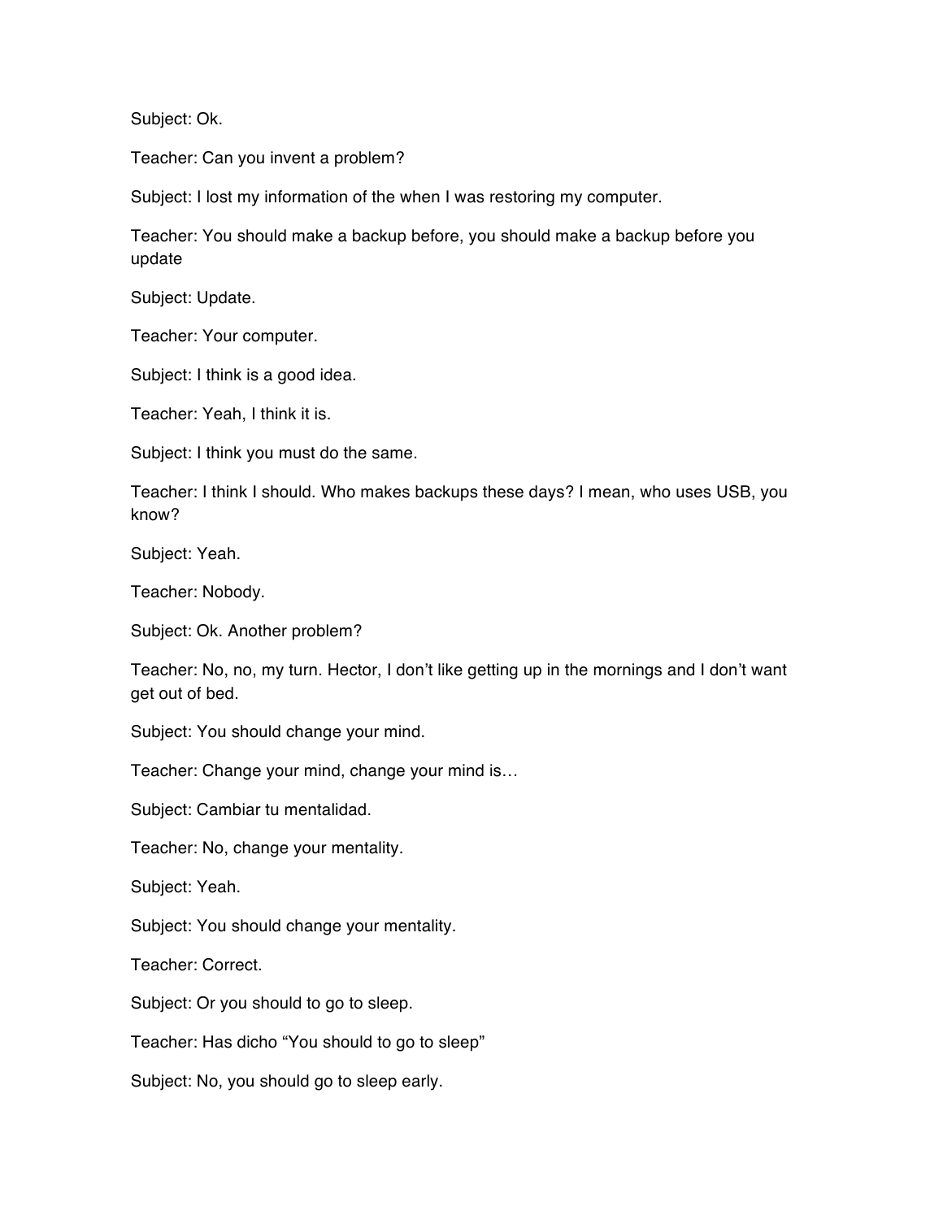Subject: Ok.

Teacher: Can you invent a problem?

Subject: I lost my information of the when I was restoring my computer.

Teacher: You should make a backup before, you should make a backup before you update

Subject: Update.

Teacher: Your computer.

Subject: I think is a good idea.

Teacher: Yeah, I think it is.

Subject: I think you must do the same.

Teacher: I think I should. Who makes backups these days? I mean, who uses USB, you know?

Subject: Yeah.

Teacher: Nobody.

Subject: Ok. Another problem?

Teacher: No, no, my turn. Hector, I don't like getting up in the mornings and I don't want get out of bed.

Subject: You should change your mind.

Teacher: Change your mind, change your mind is…

Subject: Cambiar tu mentalidad.

Teacher: No, change your mentality.

Subject: Yeah.

Subject: You should change your mentality.

Teacher: Correct.

Subject: Or you should to go to sleep.

Teacher: Has dicho "You should to go to sleep"

Subject: No, you should go to sleep early.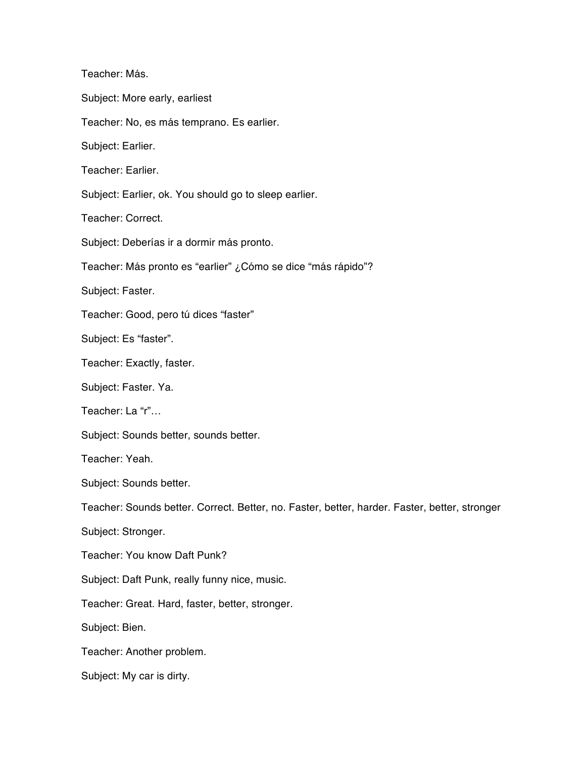Teacher: Más.

Subject: More early, earliest

Teacher: No, es más temprano. Es earlier.

Subject: Earlier.

Teacher: Earlier.

Subject: Earlier, ok. You should go to sleep earlier.

Teacher: Correct.

Subject: Deberías ir a dormir más pronto.

Teacher: Más pronto es "earlier" ¿Cómo se dice "más rápido"?

Subject: Faster.

Teacher: Good, pero tú dices "faster"

Subject: Es "faster".

Teacher: Exactly, faster.

Subject: Faster. Ya.

Teacher: La "r"…

Subject: Sounds better, sounds better.

Teacher: Yeah.

Subject: Sounds better.

Teacher: Sounds better. Correct. Better, no. Faster, better, harder. Faster, better, stronger

Subject: Stronger.

Teacher: You know Daft Punk?

Subject: Daft Punk, really funny nice, music.

Teacher: Great. Hard, faster, better, stronger.

Subject: Bien.

Teacher: Another problem.

Subject: My car is dirty.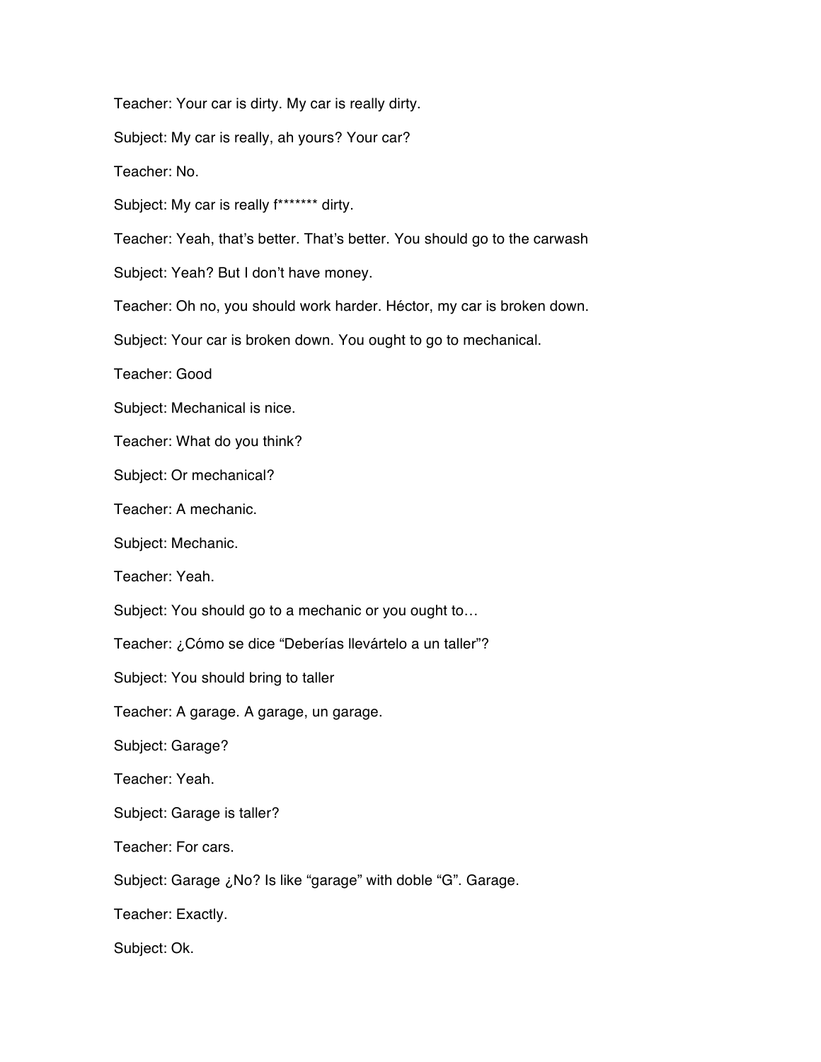Teacher: Your car is dirty. My car is really dirty.

Subject: My car is really, ah yours? Your car?

Teacher: No.

Subject: My car is really f******* dirty.

Teacher: Yeah, that's better. That's better. You should go to the carwash

Subject: Yeah? But I don't have money.

Teacher: Oh no, you should work harder. Héctor, my car is broken down.

Subject: Your car is broken down. You ought to go to mechanical.

Teacher: Good

Subject: Mechanical is nice.

Teacher: What do you think?

Subject: Or mechanical?

Teacher: A mechanic.

Subject: Mechanic.

Teacher: Yeah.

Subject: You should go to a mechanic or you ought to…

Teacher: ¿Cómo se dice "Deberías llevártelo a un taller"?

Subject: You should bring to taller

Teacher: A garage. A garage, un garage.

Subject: Garage?

Teacher: Yeah.

Subject: Garage is taller?

Teacher: For cars.

Subject: Garage ¿No? Is like "garage" with doble "G". Garage.

Teacher: Exactly.

Subject: Ok.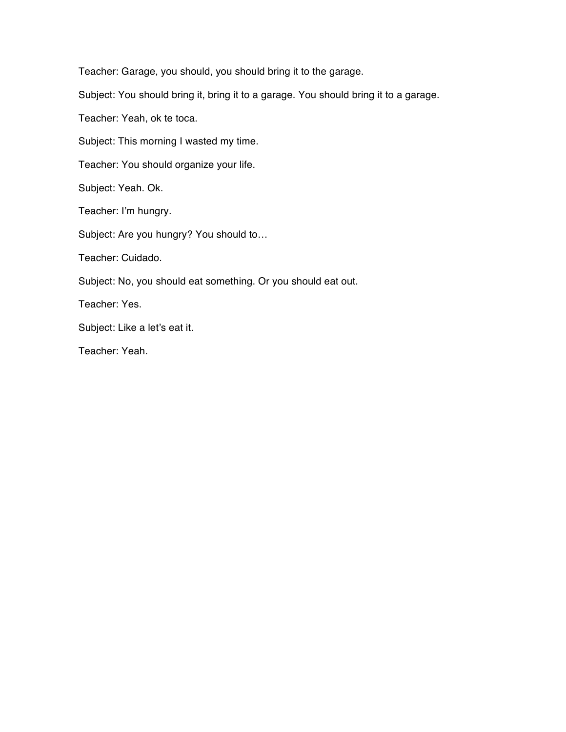Teacher: Garage, you should, you should bring it to the garage.

Subject: You should bring it, bring it to a garage. You should bring it to a garage.

Teacher: Yeah, ok te toca.

Subject: This morning I wasted my time.

Teacher: You should organize your life.

Subject: Yeah. Ok.

Teacher: I'm hungry.

Subject: Are you hungry? You should to…

Teacher: Cuidado.

Subject: No, you should eat something. Or you should eat out.

Teacher: Yes.

Subject: Like a let's eat it.

Teacher: Yeah.